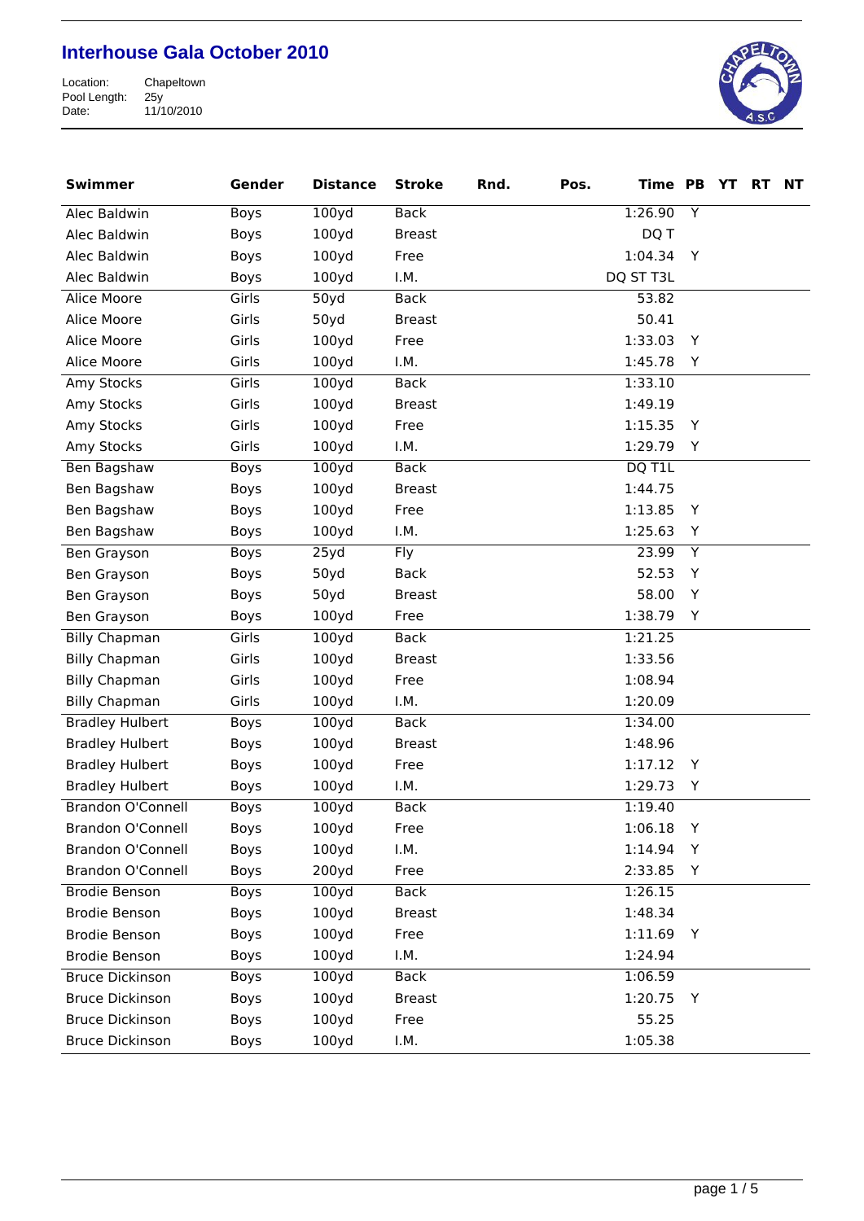# Interhouse Gala October 2010

Location: Chapeltown
Pool Length: 25y
Date: 11/10/2010

| Swimmer | Gender | Distance | Stroke | Rnd. | Pos. | Time | PB | YT | RT | NT |
|---|---|---|---|---|---|---|---|---|---|---|
| Alec Baldwin | Boys | 100yd | Back | | | 1:26.90 | Y | | | |
| Alec Baldwin | Boys | 100yd | Breast | | | DQ T | | | | |
| Alec Baldwin | Boys | 100yd | Free | | | 1:04.34 | Y | | | |
| Alec Baldwin | Boys | 100yd | I.M. | | | DQ ST T3L | | | | |
| Alice Moore | Girls | 50yd | Back | | | 53.82 | | | | |
| Alice Moore | Girls | 50yd | Breast | | | 50.41 | | | | |
| Alice Moore | Girls | 100yd | Free | | | 1:33.03 | Y | | | |
| Alice Moore | Girls | 100yd | I.M. | | | 1:45.78 | Y | | | |
| Amy Stocks | Girls | 100yd | Back | | | 1:33.10 | | | | |
| Amy Stocks | Girls | 100yd | Breast | | | 1:49.19 | | | | |
| Amy Stocks | Girls | 100yd | Free | | | 1:15.35 | Y | | | |
| Amy Stocks | Girls | 100yd | I.M. | | | 1:29.79 | Y | | | |
| Ben Bagshaw | Boys | 100yd | Back | | | DQ T1L | | | | |
| Ben Bagshaw | Boys | 100yd | Breast | | | 1:44.75 | | | | |
| Ben Bagshaw | Boys | 100yd | Free | | | 1:13.85 | Y | | | |
| Ben Bagshaw | Boys | 100yd | I.M. | | | 1:25.63 | Y | | | |
| Ben Grayson | Boys | 25yd | Fly | | | 23.99 | Y | | | |
| Ben Grayson | Boys | 50yd | Back | | | 52.53 | Y | | | |
| Ben Grayson | Boys | 50yd | Breast | | | 58.00 | Y | | | |
| Ben Grayson | Boys | 100yd | Free | | | 1:38.79 | Y | | | |
| Billy Chapman | Girls | 100yd | Back | | | 1:21.25 | | | | |
| Billy Chapman | Girls | 100yd | Breast | | | 1:33.56 | | | | |
| Billy Chapman | Girls | 100yd | Free | | | 1:08.94 | | | | |
| Billy Chapman | Girls | 100yd | I.M. | | | 1:20.09 | | | | |
| Bradley Hulbert | Boys | 100yd | Back | | | 1:34.00 | | | | |
| Bradley Hulbert | Boys | 100yd | Breast | | | 1:48.96 | | | | |
| Bradley Hulbert | Boys | 100yd | Free | | | 1:17.12 | Y | | | |
| Bradley Hulbert | Boys | 100yd | I.M. | | | 1:29.73 | Y | | | |
| Brandon O'Connell | Boys | 100yd | Back | | | 1:19.40 | | | | |
| Brandon O'Connell | Boys | 100yd | Free | | | 1:06.18 | Y | | | |
| Brandon O'Connell | Boys | 100yd | I.M. | | | 1:14.94 | Y | | | |
| Brandon O'Connell | Boys | 200yd | Free | | | 2:33.85 | Y | | | |
| Brodie Benson | Boys | 100yd | Back | | | 1:26.15 | | | | |
| Brodie Benson | Boys | 100yd | Breast | | | 1:48.34 | | | | |
| Brodie Benson | Boys | 100yd | Free | | | 1:11.69 | Y | | | |
| Brodie Benson | Boys | 100yd | I.M. | | | 1:24.94 | | | | |
| Bruce Dickinson | Boys | 100yd | Back | | | 1:06.59 | | | | |
| Bruce Dickinson | Boys | 100yd | Breast | | | 1:20.75 | Y | | | |
| Bruce Dickinson | Boys | 100yd | Free | | | 55.25 | | | | |
| Bruce Dickinson | Boys | 100yd | I.M. | | | 1:05.38 | | | | |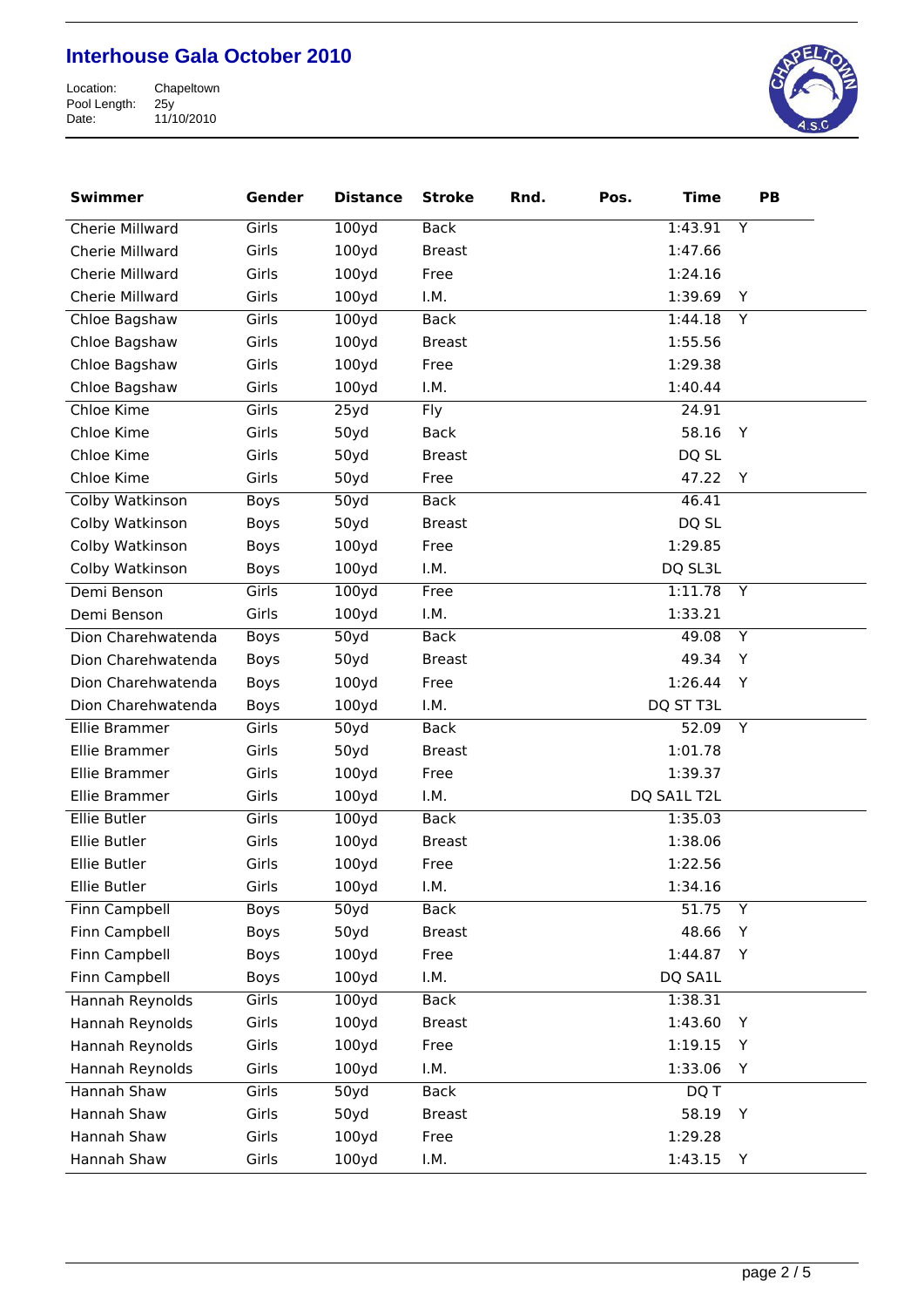# Interhouse Gala October 2010

Location: Chapeltown
Pool Length: 25y
Date: 11/10/2010

| Swimmer | Gender | Distance | Stroke | Rnd. | Pos. | Time | PB |
|---|---|---|---|---|---|---|---|
| Cherie Millward | Girls | 100yd | Back | | | 1:43.91 | Y |
| Cherie Millward | Girls | 100yd | Breast | | | 1:47.66 | |
| Cherie Millward | Girls | 100yd | Free | | | 1:24.16 | |
| Cherie Millward | Girls | 100yd | I.M. | | | 1:39.69 | Y |
| Chloe Bagshaw | Girls | 100yd | Back | | | 1:44.18 | Y |
| Chloe Bagshaw | Girls | 100yd | Breast | | | 1:55.56 | |
| Chloe Bagshaw | Girls | 100yd | Free | | | 1:29.38 | |
| Chloe Bagshaw | Girls | 100yd | I.M. | | | 1:40.44 | |
| Chloe Kime | Girls | 25yd | Fly | | | 24.91 | |
| Chloe Kime | Girls | 50yd | Back | | | 58.16 | Y |
| Chloe Kime | Girls | 50yd | Breast | | | DQ SL | |
| Chloe Kime | Girls | 50yd | Free | | | 47.22 | Y |
| Colby Watkinson | Boys | 50yd | Back | | | 46.41 | |
| Colby Watkinson | Boys | 50yd | Breast | | | DQ SL | |
| Colby Watkinson | Boys | 100yd | Free | | | 1:29.85 | |
| Colby Watkinson | Boys | 100yd | I.M. | | | DQ SL3L | |
| Demi Benson | Girls | 100yd | Free | | | 1:11.78 | Y |
| Demi Benson | Girls | 100yd | I.M. | | | 1:33.21 | |
| Dion Charehwatenda | Boys | 50yd | Back | | | 49.08 | Y |
| Dion Charehwatenda | Boys | 50yd | Breast | | | 49.34 | Y |
| Dion Charehwatenda | Boys | 100yd | Free | | | 1:26.44 | Y |
| Dion Charehwatenda | Boys | 100yd | I.M. | | | DQ ST T3L | |
| Ellie Brammer | Girls | 50yd | Back | | | 52.09 | Y |
| Ellie Brammer | Girls | 50yd | Breast | | | 1:01.78 | |
| Ellie Brammer | Girls | 100yd | Free | | | 1:39.37 | |
| Ellie Brammer | Girls | 100yd | I.M. | | | DQ SA1L T2L | |
| Ellie Butler | Girls | 100yd | Back | | | 1:35.03 | |
| Ellie Butler | Girls | 100yd | Breast | | | 1:38.06 | |
| Ellie Butler | Girls | 100yd | Free | | | 1:22.56 | |
| Ellie Butler | Girls | 100yd | I.M. | | | 1:34.16 | |
| Finn Campbell | Boys | 50yd | Back | | | 51.75 | Y |
| Finn Campbell | Boys | 50yd | Breast | | | 48.66 | Y |
| Finn Campbell | Boys | 100yd | Free | | | 1:44.87 | Y |
| Finn Campbell | Boys | 100yd | I.M. | | | DQ SA1L | |
| Hannah Reynolds | Girls | 100yd | Back | | | 1:38.31 | |
| Hannah Reynolds | Girls | 100yd | Breast | | | 1:43.60 | Y |
| Hannah Reynolds | Girls | 100yd | Free | | | 1:19.15 | Y |
| Hannah Reynolds | Girls | 100yd | I.M. | | | 1:33.06 | Y |
| Hannah Shaw | Girls | 50yd | Back | | | DQ T | |
| Hannah Shaw | Girls | 50yd | Breast | | | 58.19 | Y |
| Hannah Shaw | Girls | 100yd | Free | | | 1:29.28 | |
| Hannah Shaw | Girls | 100yd | I.M. | | | 1:43.15 | Y |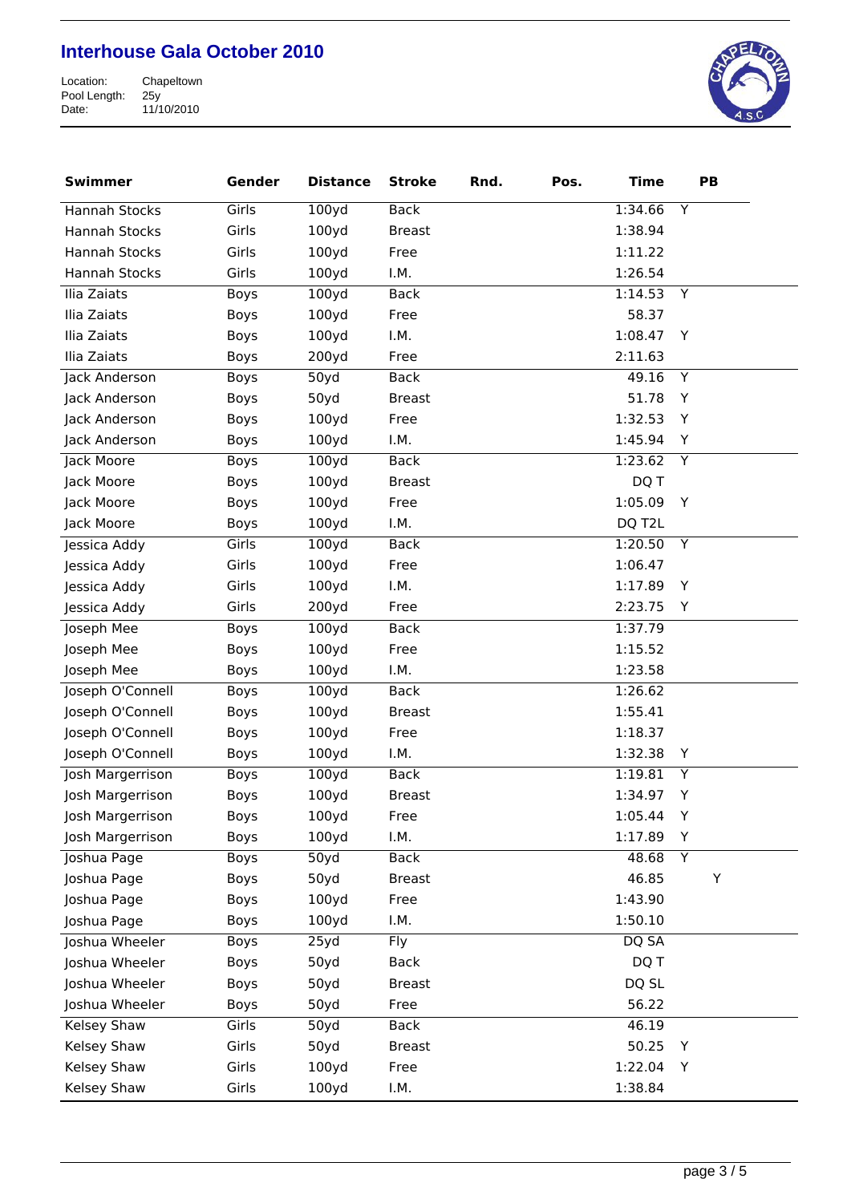# Interhouse Gala October 2010

Location: Chapeltown
Pool Length: 25y
Date: 11/10/2010

| Swimmer | Gender | Distance | Stroke | Rnd. | Pos. | Time | PB |
|---|---|---|---|---|---|---|---|
| Hannah Stocks | Girls | 100yd | Back | | | 1:34.66 | Y |
| Hannah Stocks | Girls | 100yd | Breast | | | 1:38.94 | |
| Hannah Stocks | Girls | 100yd | Free | | | 1:11.22 | |
| Hannah Stocks | Girls | 100yd | I.M. | | | 1:26.54 | |
| Ilia Zaiats | Boys | 100yd | Back | | | 1:14.53 | Y |
| Ilia Zaiats | Boys | 100yd | Free | | | 58.37 | |
| Ilia Zaiats | Boys | 100yd | I.M. | | | 1:08.47 | Y |
| Ilia Zaiats | Boys | 200yd | Free | | | 2:11.63 | |
| Jack Anderson | Boys | 50yd | Back | | | 49.16 | Y |
| Jack Anderson | Boys | 50yd | Breast | | | 51.78 | Y |
| Jack Anderson | Boys | 100yd | Free | | | 1:32.53 | Y |
| Jack Anderson | Boys | 100yd | I.M. | | | 1:45.94 | Y |
| Jack Moore | Boys | 100yd | Back | | | 1:23.62 | Y |
| Jack Moore | Boys | 100yd | Breast | | | DQ T | |
| Jack Moore | Boys | 100yd | Free | | | 1:05.09 | Y |
| Jack Moore | Boys | 100yd | I.M. | | | DQ T2L | |
| Jessica Addy | Girls | 100yd | Back | | | 1:20.50 | Y |
| Jessica Addy | Girls | 100yd | Free | | | 1:06.47 | |
| Jessica Addy | Girls | 100yd | I.M. | | | 1:17.89 | Y |
| Jessica Addy | Girls | 200yd | Free | | | 2:23.75 | Y |
| Joseph Mee | Boys | 100yd | Back | | | 1:37.79 | |
| Joseph Mee | Boys | 100yd | Free | | | 1:15.52 | |
| Joseph Mee | Boys | 100yd | I.M. | | | 1:23.58 | |
| Joseph O'Connell | Boys | 100yd | Back | | | 1:26.62 | |
| Joseph O'Connell | Boys | 100yd | Breast | | | 1:55.41 | |
| Joseph O'Connell | Boys | 100yd | Free | | | 1:18.37 | |
| Joseph O'Connell | Boys | 100yd | I.M. | | | 1:32.38 | Y |
| Josh Margerrison | Boys | 100yd | Back | | | 1:19.81 | Y |
| Josh Margerrison | Boys | 100yd | Breast | | | 1:34.97 | Y |
| Josh Margerrison | Boys | 100yd | Free | | | 1:05.44 | Y |
| Josh Margerrison | Boys | 100yd | I.M. | | | 1:17.89 | Y |
| Joshua Page | Boys | 50yd | Back | | | 48.68 | Y |
| Joshua Page | Boys | 50yd | Breast | | | 46.85 | Y |
| Joshua Page | Boys | 100yd | Free | | | 1:43.90 | |
| Joshua Page | Boys | 100yd | I.M. | | | 1:50.10 | |
| Joshua Wheeler | Boys | 25yd | Fly | | | DQ SA | |
| Joshua Wheeler | Boys | 50yd | Back | | | DQ T | |
| Joshua Wheeler | Boys | 50yd | Breast | | | DQ SL | |
| Joshua Wheeler | Boys | 50yd | Free | | | 56.22 | |
| Kelsey Shaw | Girls | 50yd | Back | | | 46.19 | |
| Kelsey Shaw | Girls | 50yd | Breast | | | 50.25 | Y |
| Kelsey Shaw | Girls | 100yd | Free | | | 1:22.04 | Y |
| Kelsey Shaw | Girls | 100yd | I.M. | | | 1:38.84 | |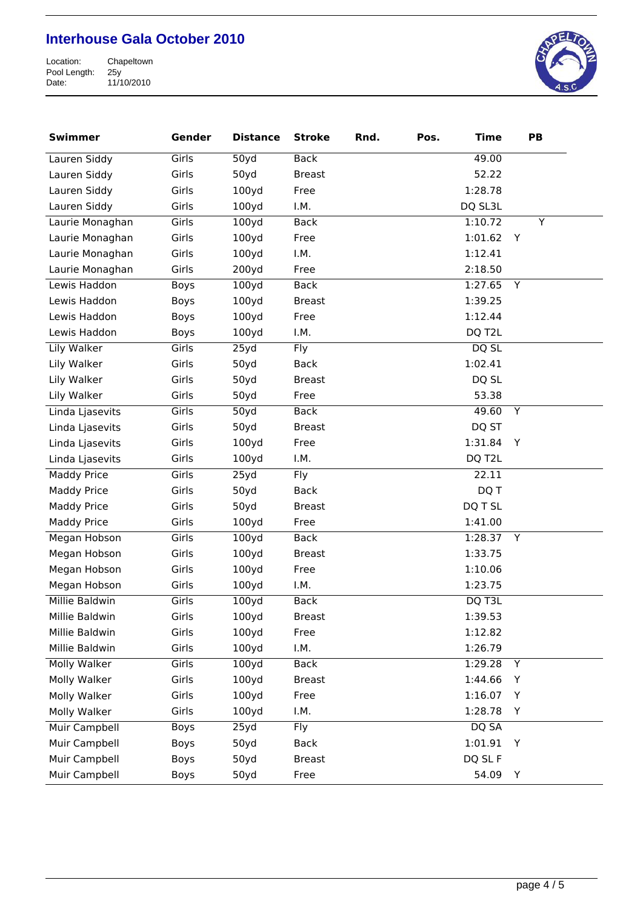# Interhouse Gala October 2010

Location: Chapeltown
Pool Length: 25y
Date: 11/10/2010

| Swimmer | Gender | Distance | Stroke | Rnd. | Pos. | Time | PB |
|---|---|---|---|---|---|---|---|
| Lauren Siddy | Girls | 50yd | Back | | | 49.00 | |
| Lauren Siddy | Girls | 50yd | Breast | | | 52.22 | |
| Lauren Siddy | Girls | 100yd | Free | | | 1:28.78 | |
| Lauren Siddy | Girls | 100yd | I.M. | | | DQ SL3L | |
| Laurie Monaghan | Girls | 100yd | Back | | | 1:10.72 | Y |
| Laurie Monaghan | Girls | 100yd | Free | | | 1:01.62 | Y |
| Laurie Monaghan | Girls | 100yd | I.M. | | | 1:12.41 | |
| Laurie Monaghan | Girls | 200yd | Free | | | 2:18.50 | |
| Lewis Haddon | Boys | 100yd | Back | | | 1:27.65 | Y |
| Lewis Haddon | Boys | 100yd | Breast | | | 1:39.25 | |
| Lewis Haddon | Boys | 100yd | Free | | | 1:12.44 | |
| Lewis Haddon | Boys | 100yd | I.M. | | | DQ T2L | |
| Lily Walker | Girls | 25yd | Fly | | | DQ SL | |
| Lily Walker | Girls | 50yd | Back | | | 1:02.41 | |
| Lily Walker | Girls | 50yd | Breast | | | DQ SL | |
| Lily Walker | Girls | 50yd | Free | | | 53.38 | |
| Linda Ljasevits | Girls | 50yd | Back | | | 49.60 | Y |
| Linda Ljasevits | Girls | 50yd | Breast | | | DQ ST | |
| Linda Ljasevits | Girls | 100yd | Free | | | 1:31.84 | Y |
| Linda Ljasevits | Girls | 100yd | I.M. | | | DQ T2L | |
| Maddy Price | Girls | 25yd | Fly | | | 22.11 | |
| Maddy Price | Girls | 50yd | Back | | | DQ T | |
| Maddy Price | Girls | 50yd | Breast | | | DQ T SL | |
| Maddy Price | Girls | 100yd | Free | | | 1:41.00 | |
| Megan Hobson | Girls | 100yd | Back | | | 1:28.37 | Y |
| Megan Hobson | Girls | 100yd | Breast | | | 1:33.75 | |
| Megan Hobson | Girls | 100yd | Free | | | 1:10.06 | |
| Megan Hobson | Girls | 100yd | I.M. | | | 1:23.75 | |
| Millie Baldwin | Girls | 100yd | Back | | | DQ T3L | |
| Millie Baldwin | Girls | 100yd | Breast | | | 1:39.53 | |
| Millie Baldwin | Girls | 100yd | Free | | | 1:12.82 | |
| Millie Baldwin | Girls | 100yd | I.M. | | | 1:26.79 | |
| Molly Walker | Girls | 100yd | Back | | | 1:29.28 | Y |
| Molly Walker | Girls | 100yd | Breast | | | 1:44.66 | Y |
| Molly Walker | Girls | 100yd | Free | | | 1:16.07 | Y |
| Molly Walker | Girls | 100yd | I.M. | | | 1:28.78 | Y |
| Muir Campbell | Boys | 25yd | Fly | | | DQ SA | |
| Muir Campbell | Boys | 50yd | Back | | | 1:01.91 | Y |
| Muir Campbell | Boys | 50yd | Breast | | | DQ SL F | |
| Muir Campbell | Boys | 50yd | Free | | | 54.09 | Y |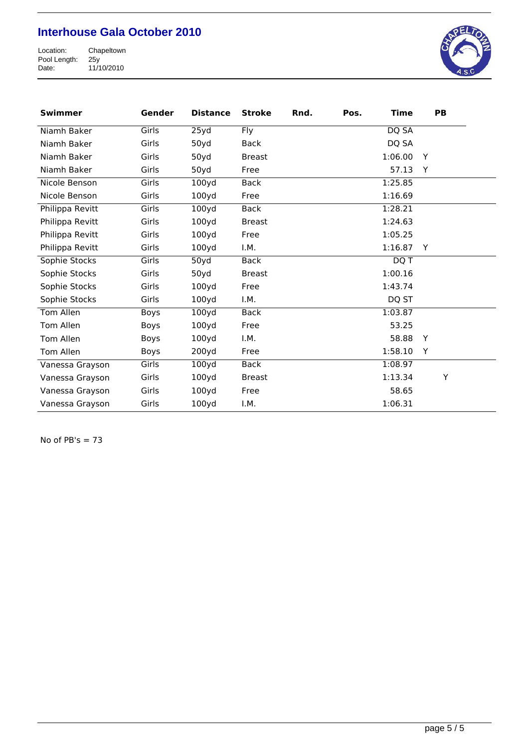# Interhouse Gala October 2010

Location: Chapeltown
Pool Length: 25y
Date: 11/10/2010

| Swimmer | Gender | Distance | Stroke | Rnd. | Pos. | Time | PB |
|---|---|---|---|---|---|---|---|
| Niamh Baker | Girls | 25yd | Fly | | | DQ SA | |
| Niamh Baker | Girls | 50yd | Back | | | DQ SA | |
| Niamh Baker | Girls | 50yd | Breast | | | 1:06.00 | Y |
| Niamh Baker | Girls | 50yd | Free | | | 57.13 | Y |
| Nicole Benson | Girls | 100yd | Back | | | 1:25.85 | |
| Nicole Benson | Girls | 100yd | Free | | | 1:16.69 | |
| Philippa Revitt | Girls | 100yd | Back | | | 1:28.21 | |
| Philippa Revitt | Girls | 100yd | Breast | | | 1:24.63 | |
| Philippa Revitt | Girls | 100yd | Free | | | 1:05.25 | |
| Philippa Revitt | Girls | 100yd | I.M. | | | 1:16.87 | Y |
| Sophie Stocks | Girls | 50yd | Back | | | DQ T | |
| Sophie Stocks | Girls | 50yd | Breast | | | 1:00.16 | |
| Sophie Stocks | Girls | 100yd | Free | | | 1:43.74 | |
| Sophie Stocks | Girls | 100yd | I.M. | | | DQ ST | |
| Tom Allen | Boys | 100yd | Back | | | 1:03.87 | |
| Tom Allen | Boys | 100yd | Free | | | 53.25 | |
| Tom Allen | Boys | 100yd | I.M. | | | 58.88 | Y |
| Tom Allen | Boys | 200yd | Free | | | 1:58.10 | Y |
| Vanessa Grayson | Girls | 100yd | Back | | | 1:08.97 | |
| Vanessa Grayson | Girls | 100yd | Breast | | | 1:13.34 | Y |
| Vanessa Grayson | Girls | 100yd | Free | | | 58.65 | |
| Vanessa Grayson | Girls | 100yd | I.M. | | | 1:06.31 | |

No of PB's = 73